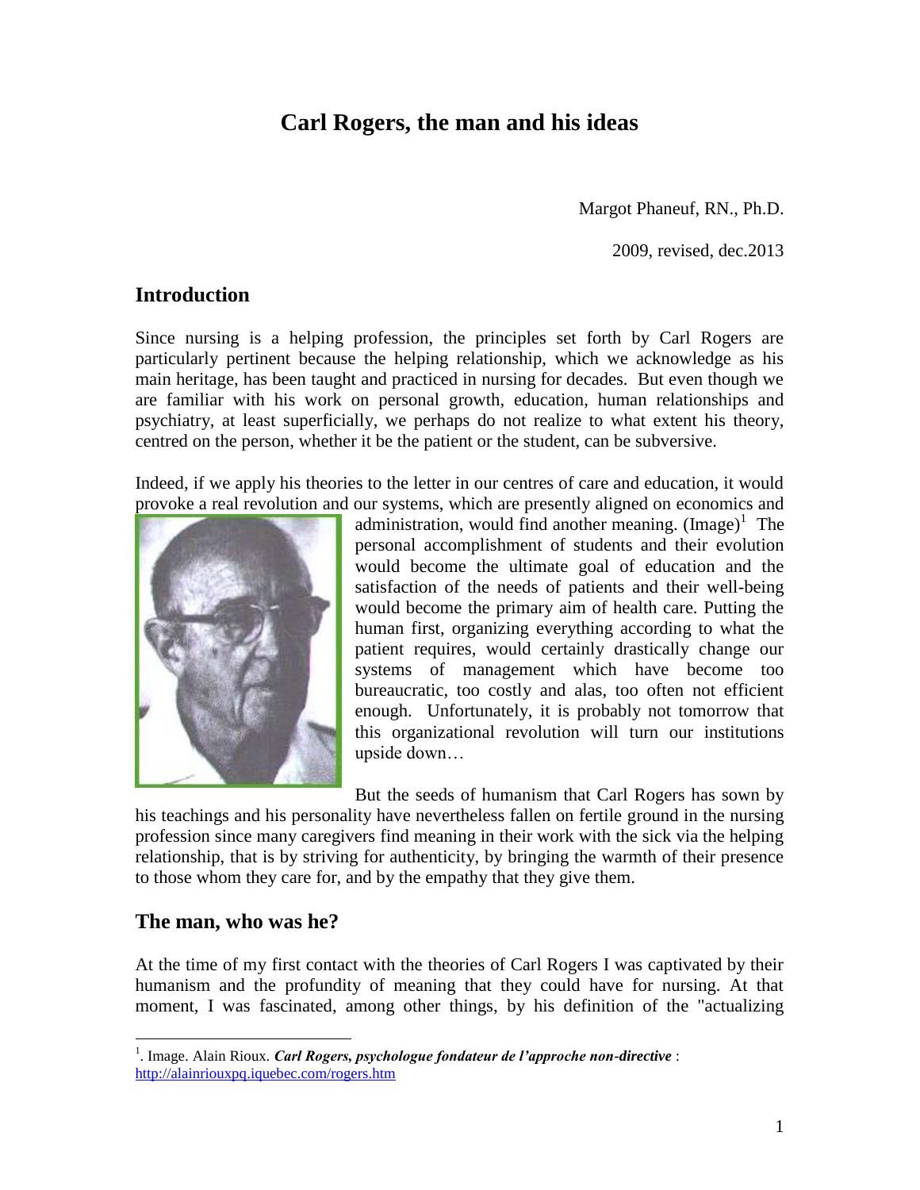# Carl Rogers, the man and his ideas

Margot Phaneuf, RN., Ph.D.

2009, revised, dec.2013

## Introduction

Since nursing is a helping profession, the principles set forth by Carl Rogers are particularly pertinent because the helping relationship, which we acknowledge as his main heritage, has been taught and practiced in nursing for decades. But even though we are familiar with his work on personal growth, education, human relationships and psychiatry, at least superficially, we perhaps do not realize to what extent his theory, centred on the person, whether it be the patient or the student, can be subversive.

Indeed, if we apply his theories to the letter in our centres of care and education, it would provoke a real revolution and our systems, which are presently aligned on economics and administration, would find another meaning. (Image)[1] The personal accomplishment of students and their evolution would become the ultimate goal of education and the satisfaction of the needs of patients and their well-being would become the primary aim of health care. Putting the human first, organizing everything according to what the patient requires, would certainly drastically change our systems of management which have become too bureaucratic, too costly and alas, too often not efficient enough. Unfortunately, it is probably not tomorrow that this organizational revolution will turn our institutions upside down…

But the seeds of humanism that Carl Rogers has sown by his teachings and his personality have nevertheless fallen on fertile ground in the nursing profession since many caregivers find meaning in their work with the sick via the helping relationship, that is by striving for authenticity, by bringing the warmth of their presence to those whom they care for, and by the empathy that they give them.

## The man, who was he?

At the time of my first contact with the theories of Carl Rogers I was captivated by their humanism and the profundity of meaning that they could have for nursing. At that moment, I was fascinated, among other things, by his definition of the "actualizing

---

[1]. Image. Alain Rioux. ***Carl Rogers, psychologue fondateur de l'approche non-directive*** : http://alainriouxpq.iquebec.com/rogers.htm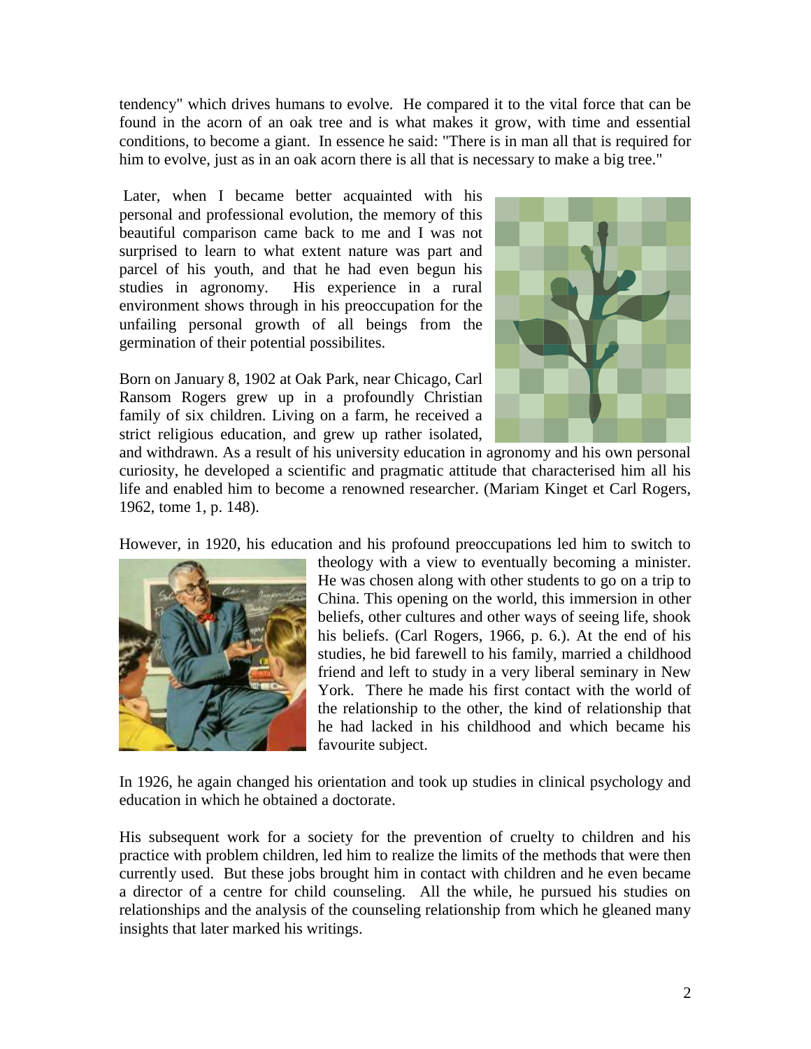tendency" which drives humans to evolve. He compared it to the vital force that can be found in the acorn of an oak tree and is what makes it grow, with time and essential conditions, to become a giant. In essence he said: "There is in man all that is required for him to evolve, just as in an oak acorn there is all that is necessary to make a big tree."

Later, when I became better acquainted with his personal and professional evolution, the memory of this beautiful comparison came back to me and I was not surprised to learn to what extent nature was part and parcel of his youth, and that he had even begun his studies in agronomy. His experience in a rural environment shows through in his preoccupation for the unfailing personal growth of all beings from the germination of their potential possibilites.

Born on January 8, 1902 at Oak Park, near Chicago, Carl Ransom Rogers grew up in a profoundly Christian family of six children. Living on a farm, he received a strict religious education, and grew up rather isolated, and withdrawn. As a result of his university education in agronomy and his own personal curiosity, he developed a scientific and pragmatic attitude that characterised him all his life and enabled him to become a renowned researcher. (Mariam Kinget et Carl Rogers, 1962, tome 1, p. 148).

However, in 1920, his education and his profound preoccupations led him to switch to theology with a view to eventually becoming a minister. He was chosen along with other students to go on a trip to China. This opening on the world, this immersion in other beliefs, other cultures and other ways of seeing life, shook his beliefs. (Carl Rogers, 1966, p. 6.). At the end of his studies, he bid farewell to his family, married a childhood friend and left to study in a very liberal seminary in New York. There he made his first contact with the world of the relationship to the other, the kind of relationship that he had lacked in his childhood and which became his favourite subject.

In 1926, he again changed his orientation and took up studies in clinical psychology and education in which he obtained a doctorate.

His subsequent work for a society for the prevention of cruelty to children and his practice with problem children, led him to realize the limits of the methods that were then currently used. But these jobs brought him in contact with children and he even became a director of a centre for child counseling. All the while, he pursued his studies on relationships and the analysis of the counseling relationship from which he gleaned many insights that later marked his writings.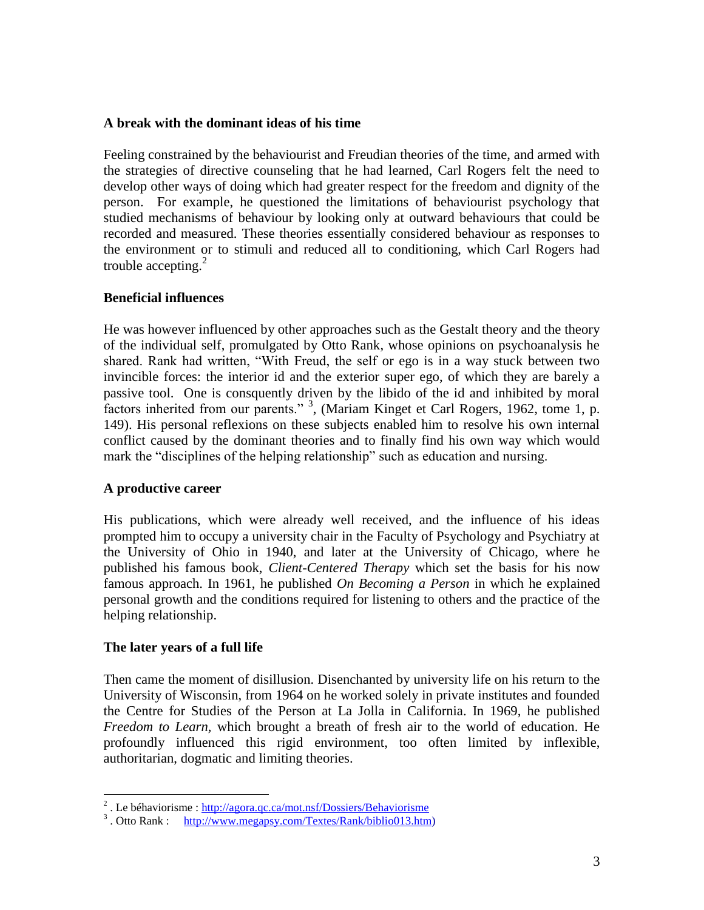### A break with the dominant ideas of his time

Feeling constrained by the behaviourist and Freudian theories of the time, and armed with the strategies of directive counseling that he had learned, Carl Rogers felt the need to develop other ways of doing which had greater respect for the freedom and dignity of the person. For example, he questioned the limitations of behaviourist psychology that studied mechanisms of behaviour by looking only at outward behaviours that could be recorded and measured. These theories essentially considered behaviour as responses to the environment or to stimuli and reduced all to conditioning, which Carl Rogers had trouble accepting.[2]

### Beneficial influences

He was however influenced by other approaches such as the Gestalt theory and the theory of the individual self, promulgated by Otto Rank, whose opinions on psychoanalysis he shared. Rank had written, "With Freud, the self or ego is in a way stuck between two invincible forces: the interior id and the exterior super ego, of which they are barely a passive tool. One is consquently driven by the libido of the id and inhibited by moral factors inherited from our parents." [3], (Mariam Kinget et Carl Rogers, 1962, tome 1, p. 149). His personal reflexions on these subjects enabled him to resolve his own internal conflict caused by the dominant theories and to finally find his own way which would mark the "disciplines of the helping relationship" such as education and nursing.

### A productive career

His publications, which were already well received, and the influence of his ideas prompted him to occupy a university chair in the Faculty of Psychology and Psychiatry at the University of Ohio in 1940, and later at the University of Chicago, where he published his famous book, *Client-Centered Therapy* which set the basis for his now famous approach. In 1961, he published *On Becoming a Person* in which he explained personal growth and the conditions required for listening to others and the practice of the helping relationship.

### The later years of a full life

Then came the moment of disillusion. Disenchanted by university life on his return to the University of Wisconsin, from 1964 on he worked solely in private institutes and founded the Centre for Studies of the Person at La Jolla in California. In 1969, he published *Freedom to Learn*, which brought a breath of fresh air to the world of education. He profoundly influenced this rigid environment, too often limited by inflexible, authoritarian, dogmatic and limiting theories.

---

[2]. Le béhaviorisme : http://agora.qc.ca/mot.nsf/Dossiers/Behaviorisme

[3]. Otto Rank : http://www.megapsy.com/Textes/Rank/biblio013.htm)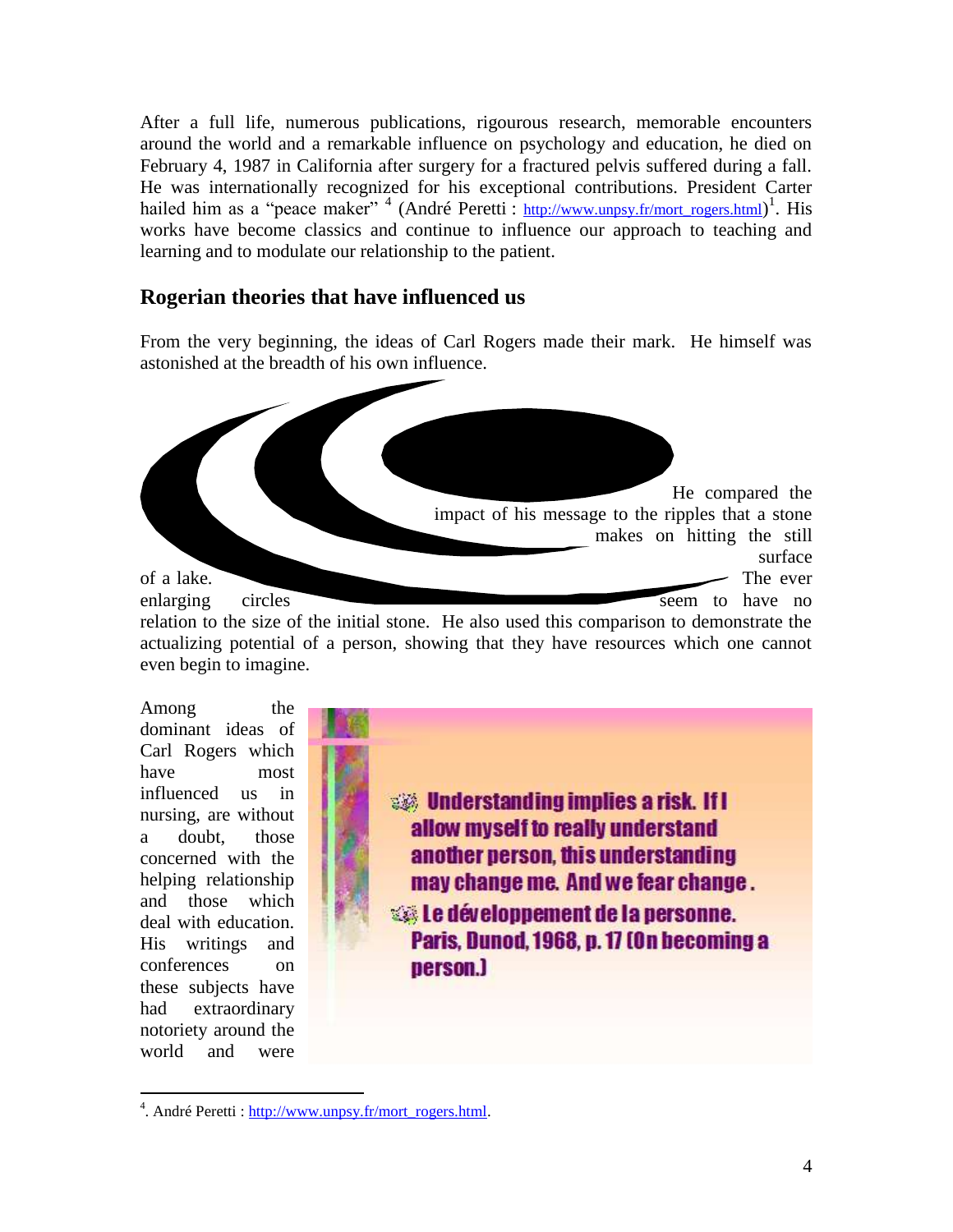After a full life, numerous publications, rigourous research, memorable encounters around the world and a remarkable influence on psychology and education, he died on February 4, 1987 in California after surgery for a fractured pelvis suffered during a fall. He was internationally recognized for his exceptional contributions. President Carter hailed him as a "peace maker" [4] (André Peretti : http://www.unpsy.fr/mort_rogers.html)[1]. His works have become classics and continue to influence our approach to teaching and learning and to modulate our relationship to the patient.

## Rogerian theories that have influenced us

From the very beginning, the ideas of Carl Rogers made their mark. He himself was astonished at the breadth of his own influence.

He compared the impact of his message to the ripples that a stone makes on hitting the still surface of a lake. The ever enlarging circles seem to have no relation to the size of the initial stone. He also used this comparison to demonstrate the actualizing potential of a person, showing that they have resources which one cannot even begin to imagine.

Understanding implies a risk. If I allow myself to really understand another person, this understanding may change me. And we fear change.

Le développement de la personne. Paris, Dunod, 1968, p. 17 (On becoming a person.)

Among the dominant ideas of Carl Rogers which have most influenced us in nursing, are without a doubt, those concerned with the helping relationship and those which deal with education. His writings and conferences on these subjects have had extraordinary notoriety around the world and were

[4]. André Peretti : http://www.unpsy.fr/mort_rogers.html.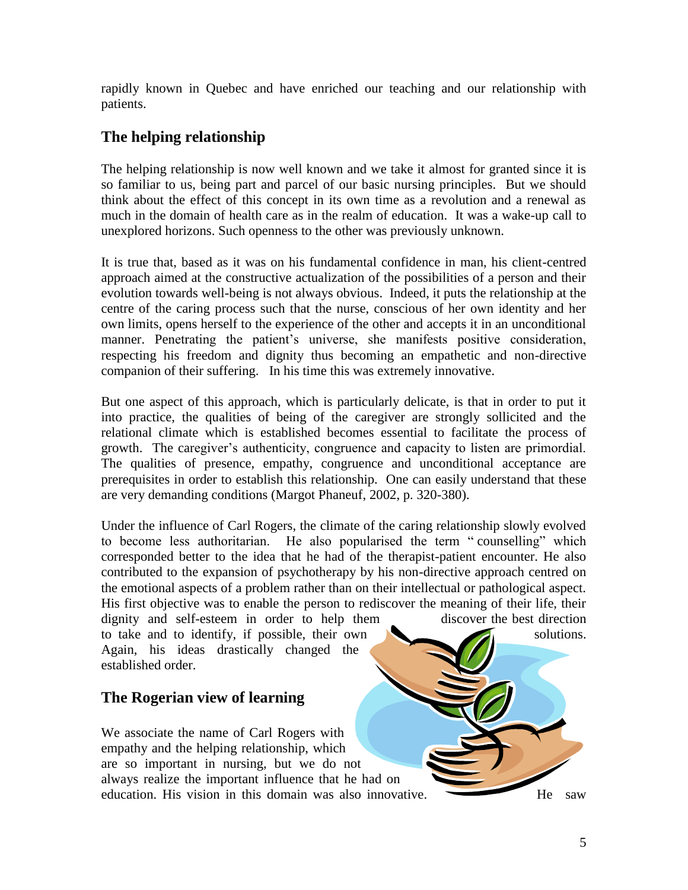rapidly known in Quebec and have enriched our teaching and our relationship with patients.

## The helping relationship

The helping relationship is now well known and we take it almost for granted since it is so familiar to us, being part and parcel of our basic nursing principles. But we should think about the effect of this concept in its own time as a revolution and a renewal as much in the domain of health care as in the realm of education. It was a wake-up call to unexplored horizons. Such openness to the other was previously unknown.

It is true that, based as it was on his fundamental confidence in man, his client-centred approach aimed at the constructive actualization of the possibilities of a person and their evolution towards well-being is not always obvious. Indeed, it puts the relationship at the centre of the caring process such that the nurse, conscious of her own identity and her own limits, opens herself to the experience of the other and accepts it in an unconditional manner. Penetrating the patient's universe, she manifests positive consideration, respecting his freedom and dignity thus becoming an empathetic and non-directive companion of their suffering. In his time this was extremely innovative.

But one aspect of this approach, which is particularly delicate, is that in order to put it into practice, the qualities of being of the caregiver are strongly sollicited and the relational climate which is established becomes essential to facilitate the process of growth. The caregiver's authenticity, congruence and capacity to listen are primordial. The qualities of presence, empathy, congruence and unconditional acceptance are prerequisites in order to establish this relationship. One can easily understand that these are very demanding conditions (Margot Phaneuf, 2002, p. 320-380).

Under the influence of Carl Rogers, the climate of the caring relationship slowly evolved to become less authoritarian. He also popularised the term " counselling" which corresponded better to the idea that he had of the therapist-patient encounter. He also contributed to the expansion of psychotherapy by his non-directive approach centred on the emotional aspects of a problem rather than on their intellectual or pathological aspect. His first objective was to enable the person to rediscover the meaning of their life, their dignity and self-esteem in order to help them discover the best direction to take and to identify, if possible, their own solutions. Again, his ideas drastically changed the established order.

## The Rogerian view of learning

We associate the name of Carl Rogers with empathy and the helping relationship, which are so important in nursing, but we do not always realize the important influence that he had on education. His vision in this domain was also innovative. He saw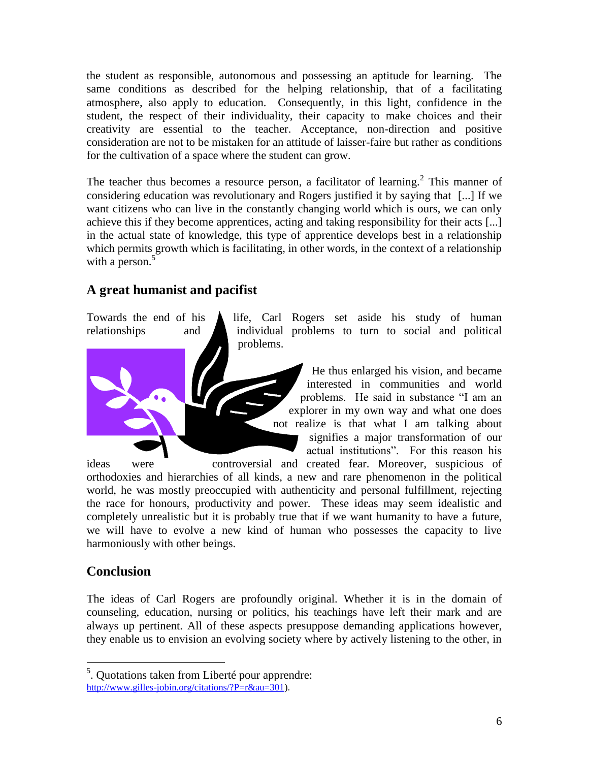the student as responsible, autonomous and possessing an aptitude for learning. The same conditions as described for the helping relationship, that of a facilitating atmosphere, also apply to education. Consequently, in this light, confidence in the student, the respect of their individuality, their capacity to make choices and their creativity are essential to the teacher. Acceptance, non-direction and positive consideration are not to be mistaken for an attitude of laisser-faire but rather as conditions for the cultivation of a space where the student can grow.

The teacher thus becomes a resource person, a facilitator of learning.[2] This manner of considering education was revolutionary and Rogers justified it by saying that [...] If we want citizens who can live in the constantly changing world which is ours, we can only achieve this if they become apprentices, acting and taking responsibility for their acts [...] in the actual state of knowledge, this type of apprentice develops best in a relationship which permits growth which is facilitating, in other words, in the context of a relationship with a person.[5]

## A great humanist and pacifist

Towards the end of his life, Carl Rogers set aside his study of human relationships and individual problems to turn to social and political problems.

He thus enlarged his vision, and became interested in communities and world problems. He said in substance "I am an explorer in my own way and what one does not realize is that what I am talking about signifies a major transformation of our actual institutions". For this reason his ideas were controversial and created fear. Moreover, suspicious of orthodoxies and hierarchies of all kinds, a new and rare phenomenon in the political world, he was mostly preoccupied with authenticity and personal fulfillment, rejecting the race for honours, productivity and power. These ideas may seem idealistic and completely unrealistic but it is probably true that if we want humanity to have a future, we will have to evolve a new kind of human who possesses the capacity to live harmoniously with other beings.

## Conclusion

The ideas of Carl Rogers are profoundly original. Whether it is in the domain of counseling, education, nursing or politics, his teachings have left their mark and are always up pertinent. All of these aspects presuppose demanding applications however, they enable us to envision an evolving society where by actively listening to the other, in

---

[5]. Quotations taken from Liberté pour apprendre: http://www.gilles-jobin.org/citations/?P=r&au=301).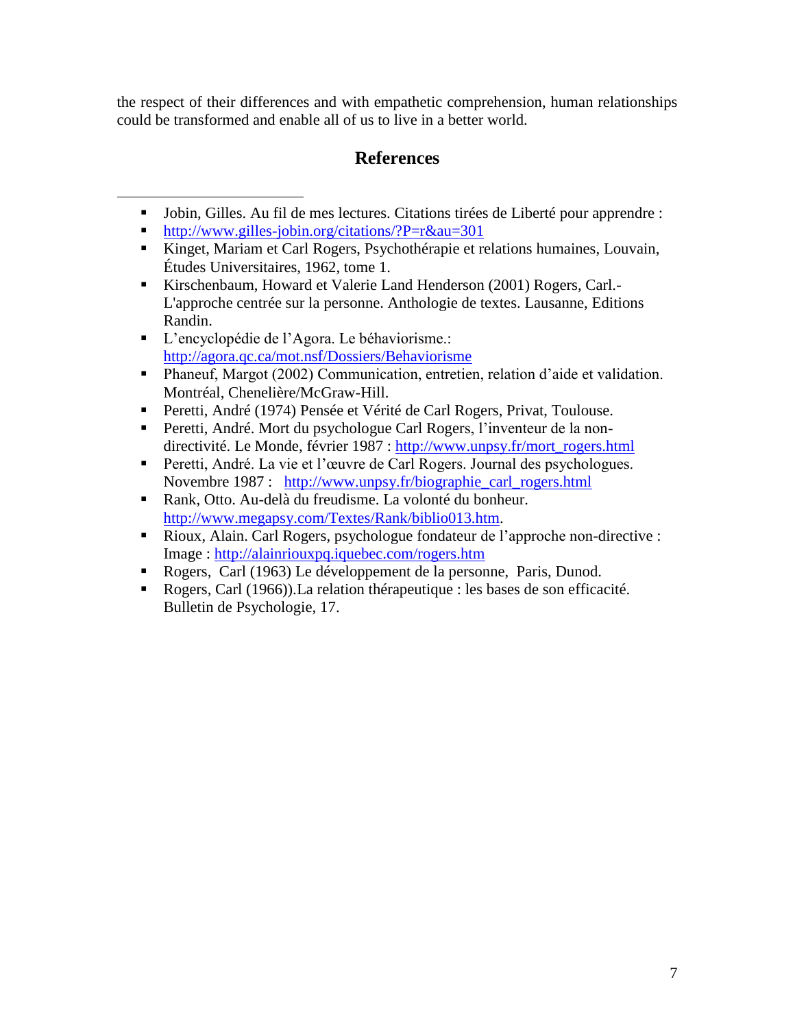the respect of their differences and with empathetic comprehension, human relationships could be transformed and enable all of us to live in a better world.

## References

- Jobin, Gilles. Au fil de mes lectures. Citations tirées de Liberté pour apprendre :
- http://www.gilles-jobin.org/citations/?P=r&au=301
- Kinget, Mariam et Carl Rogers, Psychothérapie et relations humaines, Louvain, Études Universitaires, 1962, tome 1.
- Kirschenbaum, Howard et Valerie Land Henderson (2001) Rogers, Carl.- L'approche centrée sur la personne. Anthologie de textes. Lausanne, Editions Randin.
- L'encyclopédie de l'Agora. Le béhaviorisme.: http://agora.qc.ca/mot.nsf/Dossiers/Behaviorisme
- Phaneuf, Margot (2002) Communication, entretien, relation d'aide et validation. Montréal, Chenelière/McGraw-Hill.
- Peretti, André (1974) Pensée et Vérité de Carl Rogers, Privat, Toulouse.
- Peretti, André. Mort du psychologue Carl Rogers, l'inventeur de la non-directivité. Le Monde, février 1987 : http://www.unpsy.fr/mort_rogers.html
- Peretti, André. La vie et l'œuvre de Carl Rogers. Journal des psychologues. Novembre 1987 : http://www.unpsy.fr/biographie_carl_rogers.html
- Rank, Otto. Au-delà du freudisme. La volonté du bonheur. http://www.megapsy.com/Textes/Rank/biblio013.htm.
- Rioux, Alain. Carl Rogers, psychologue fondateur de l'approche non-directive : Image : http://alainriouxpq.iquebec.com/rogers.htm
- Rogers, Carl (1963) Le développement de la personne, Paris, Dunod.
- Rogers, Carl (1966)).La relation thérapeutique : les bases de son efficacité. Bulletin de Psychologie, 17.